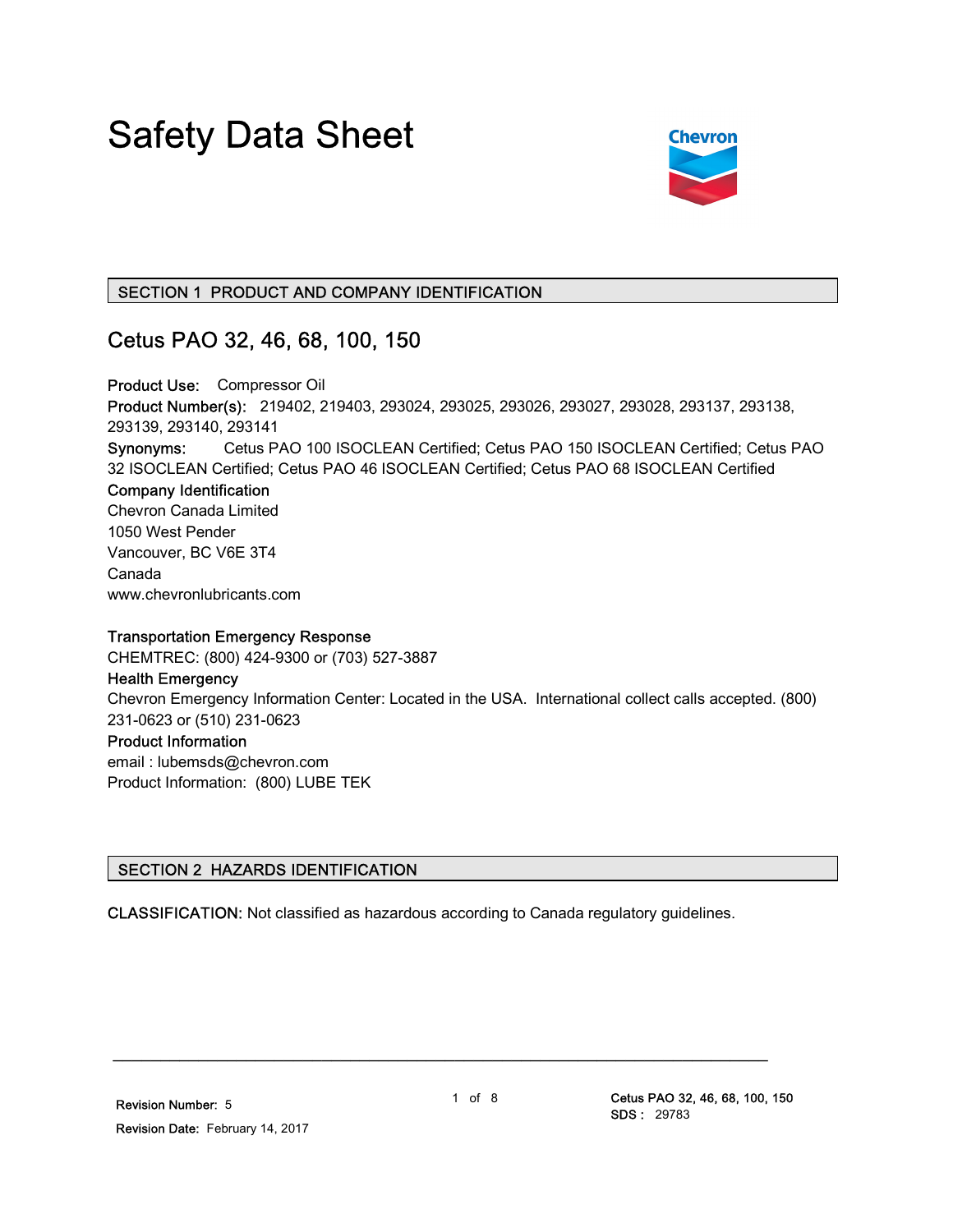# Safety Data Sheet

## SECTION 1 PRODUCT AND COMPANY IDENTIFICATION

### Cetus PAO 32, 46, 68, 100, 150

**Product Use:** Compressor Oil
**Product Number(s):** 219402, 219403, 293024, 293025, 293026, 293027, 293028, 293137, 293138, 293139, 293140, 293141
**Synonyms:** Cetus PAO 100 ISOCLEAN Certified; Cetus PAO 150 ISOCLEAN Certified; Cetus PAO 32 ISOCLEAN Certified; Cetus PAO 46 ISOCLEAN Certified; Cetus PAO 68 ISOCLEAN Certified

**Company Identification**
Chevron Canada Limited
1050 West Pender
Vancouver, BC V6E 3T4
Canada
www.chevronlubricants.com

**Transportation Emergency Response**
CHEMTREC: (800) 424-9300 or (703) 527-3887

**Health Emergency**
Chevron Emergency Information Center: Located in the USA. International collect calls accepted. (800) 231-0623 or (510) 231-0623

**Product Information**
email : lubemsds@chevron.com
Product Information: (800) LUBE TEK

## SECTION 2 HAZARDS IDENTIFICATION

**CLASSIFICATION:** Not classified as hazardous according to Canada regulatory guidelines.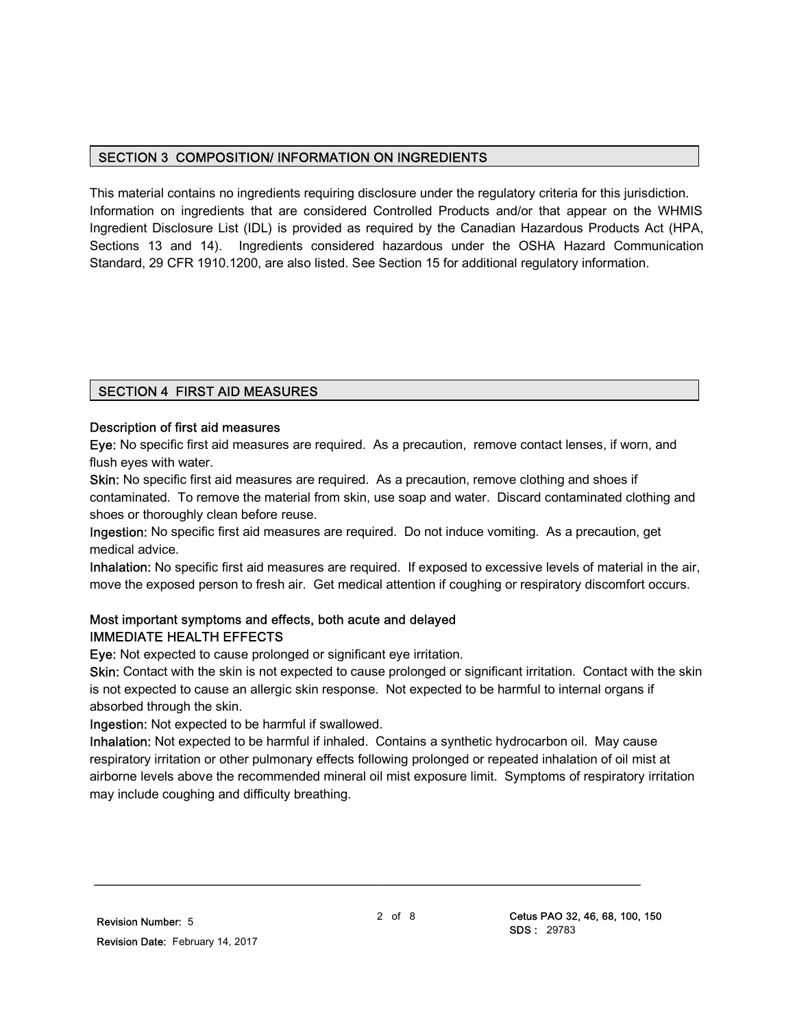## SECTION 3 COMPOSITION/ INFORMATION ON INGREDIENTS

This material contains no ingredients requiring disclosure under the regulatory criteria for this jurisdiction. Information on ingredients that are considered Controlled Products and/or that appear on the WHMIS Ingredient Disclosure List (IDL) is provided as required by the Canadian Hazardous Products Act (HPA, Sections 13 and 14). Ingredients considered hazardous under the OSHA Hazard Communication Standard, 29 CFR 1910.1200, are also listed. See Section 15 for additional regulatory information.

## SECTION 4 FIRST AID MEASURES

### Description of first aid measures

**Eye:** No specific first aid measures are required. As a precaution, remove contact lenses, if worn, and flush eyes with water.

**Skin:** No specific first aid measures are required. As a precaution, remove clothing and shoes if contaminated. To remove the material from skin, use soap and water. Discard contaminated clothing and shoes or thoroughly clean before reuse.

**Ingestion:** No specific first aid measures are required. Do not induce vomiting. As a precaution, get medical advice.

**Inhalation:** No specific first aid measures are required. If exposed to excessive levels of material in the air, move the exposed person to fresh air. Get medical attention if coughing or respiratory discomfort occurs.

### Most important symptoms and effects, both acute and delayed

IMMEDIATE HEALTH EFFECTS

**Eye:** Not expected to cause prolonged or significant eye irritation.

**Skin:** Contact with the skin is not expected to cause prolonged or significant irritation. Contact with the skin is not expected to cause an allergic skin response. Not expected to be harmful to internal organs if absorbed through the skin.

**Ingestion:** Not expected to be harmful if swallowed.

**Inhalation:** Not expected to be harmful if inhaled. Contains a synthetic hydrocarbon oil. May cause respiratory irritation or other pulmonary effects following prolonged or repeated inhalation of oil mist at airborne levels above the recommended mineral oil mist exposure limit. Symptoms of respiratory irritation may include coughing and difficulty breathing.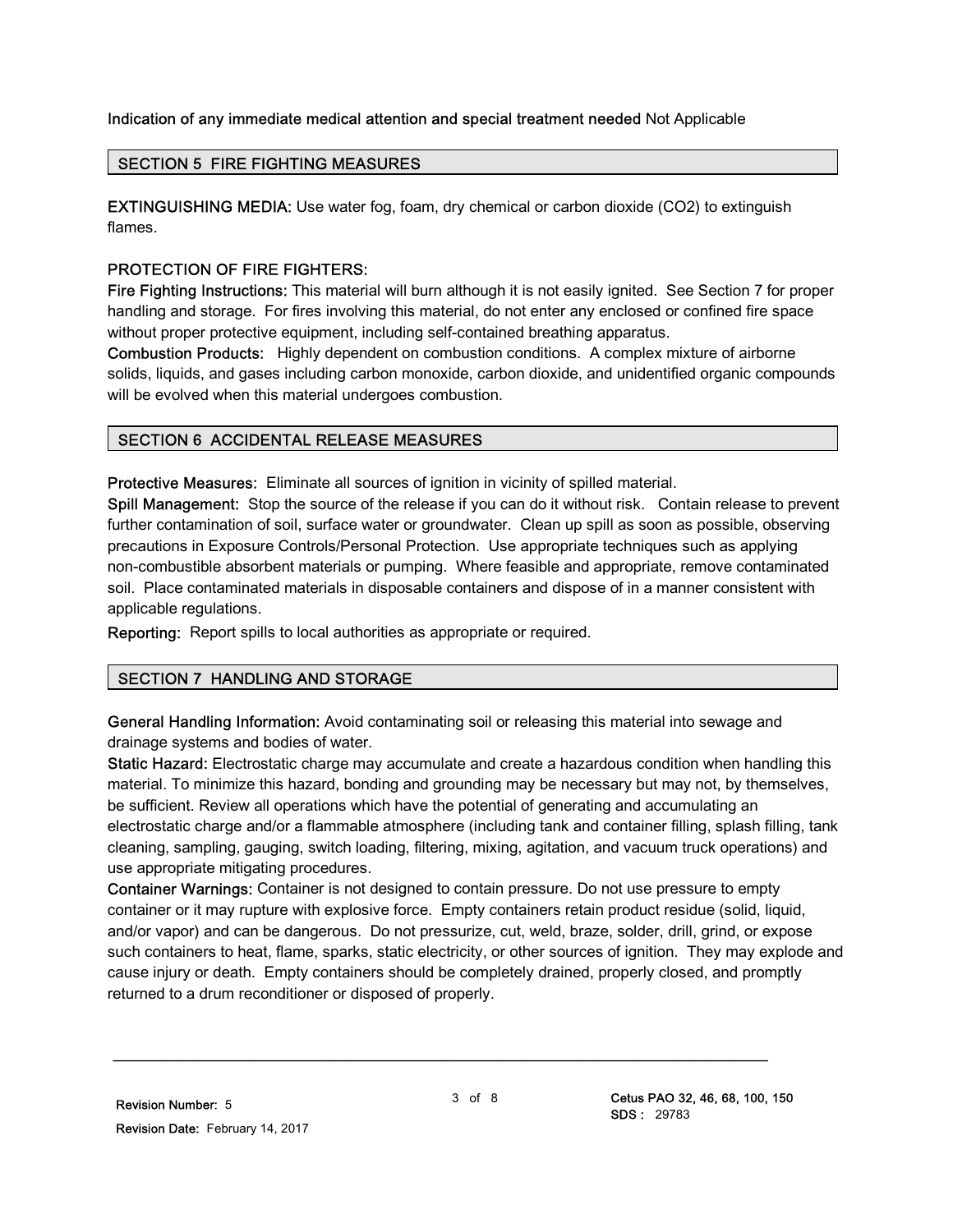**Indication of any immediate medical attention and special treatment needed** Not Applicable

## SECTION 5 FIRE FIGHTING MEASURES

**EXTINGUISHING MEDIA:** Use water fog, foam, dry chemical or carbon dioxide ($CO_2$) to extinguish flames.

**PROTECTION OF FIRE FIGHTERS:**

**Fire Fighting Instructions:** This material will burn although it is not easily ignited. See Section 7 for proper handling and storage. For fires involving this material, do not enter any enclosed or confined fire space without proper protective equipment, including self-contained breathing apparatus.

**Combustion Products:** Highly dependent on combustion conditions. A complex mixture of airborne solids, liquids, and gases including carbon monoxide, carbon dioxide, and unidentified organic compounds will be evolved when this material undergoes combustion.

## SECTION 6 ACCIDENTAL RELEASE MEASURES

**Protective Measures:** Eliminate all sources of ignition in vicinity of spilled material.

**Spill Management:** Stop the source of the release if you can do it without risk. Contain release to prevent further contamination of soil, surface water or groundwater. Clean up spill as soon as possible, observing precautions in Exposure Controls/Personal Protection. Use appropriate techniques such as applying non-combustible absorbent materials or pumping. Where feasible and appropriate, remove contaminated soil. Place contaminated materials in disposable containers and dispose of in a manner consistent with applicable regulations.

**Reporting:** Report spills to local authorities as appropriate or required.

## SECTION 7 HANDLING AND STORAGE

**General Handling Information:** Avoid contaminating soil or releasing this material into sewage and drainage systems and bodies of water.

**Static Hazard:** Electrostatic charge may accumulate and create a hazardous condition when handling this material. To minimize this hazard, bonding and grounding may be necessary but may not, by themselves, be sufficient. Review all operations which have the potential of generating and accumulating an electrostatic charge and/or a flammable atmosphere (including tank and container filling, splash filling, tank cleaning, sampling, gauging, switch loading, filtering, mixing, agitation, and vacuum truck operations) and use appropriate mitigating procedures.

**Container Warnings:** Container is not designed to contain pressure. Do not use pressure to empty container or it may rupture with explosive force. Empty containers retain product residue (solid, liquid, and/or vapor) and can be dangerous. Do not pressurize, cut, weld, braze, solder, drill, grind, or expose such containers to heat, flame, sparks, static electricity, or other sources of ignition. They may explode and cause injury or death. Empty containers should be completely drained, properly closed, and promptly returned to a drum reconditioner or disposed of properly.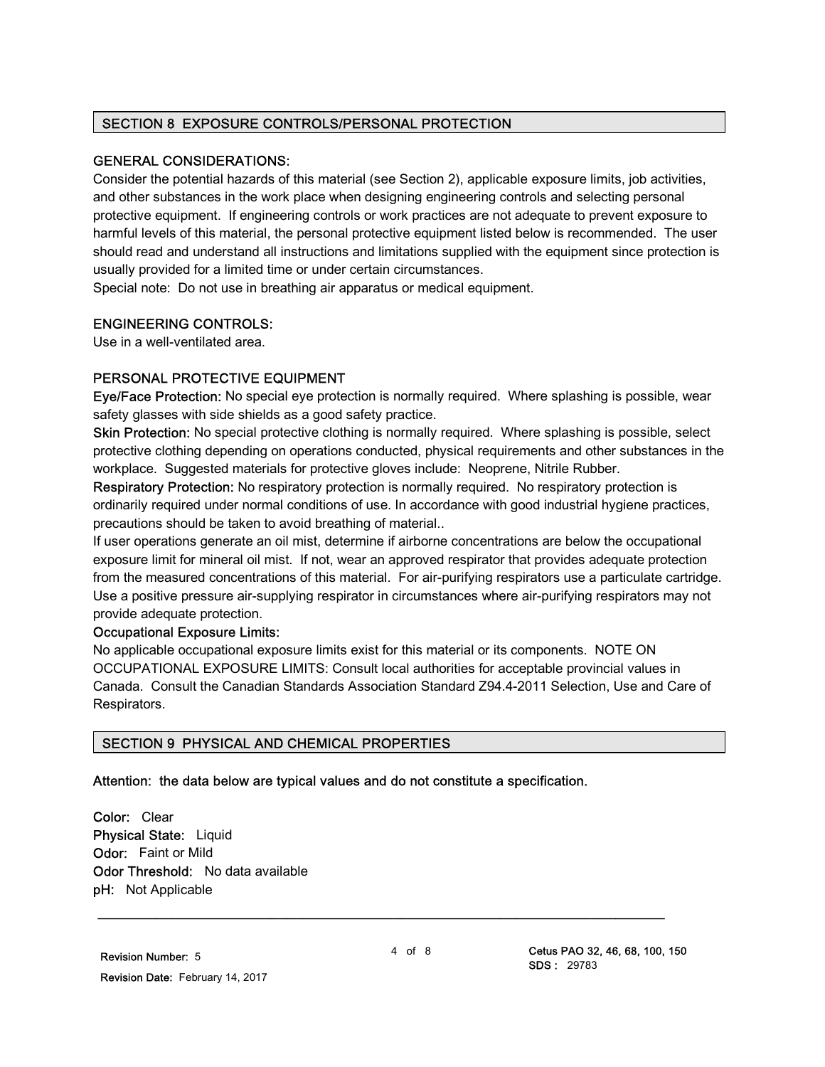## SECTION 8 EXPOSURE CONTROLS/PERSONAL PROTECTION

### GENERAL CONSIDERATIONS:

Consider the potential hazards of this material (see Section 2), applicable exposure limits, job activities, and other substances in the work place when designing engineering controls and selecting personal protective equipment. If engineering controls or work practices are not adequate to prevent exposure to harmful levels of this material, the personal protective equipment listed below is recommended. The user should read and understand all instructions and limitations supplied with the equipment since protection is usually provided for a limited time or under certain circumstances.

Special note: Do not use in breathing air apparatus or medical equipment.

### ENGINEERING CONTROLS:

Use in a well-ventilated area.

### PERSONAL PROTECTIVE EQUIPMENT

**Eye/Face Protection:** No special eye protection is normally required. Where splashing is possible, wear safety glasses with side shields as a good safety practice.

**Skin Protection:** No special protective clothing is normally required. Where splashing is possible, select protective clothing depending on operations conducted, physical requirements and other substances in the workplace. Suggested materials for protective gloves include: Neoprene, Nitrile Rubber.

**Respiratory Protection:** No respiratory protection is normally required. No respiratory protection is ordinarily required under normal conditions of use. In accordance with good industrial hygiene practices, precautions should be taken to avoid breathing of material..

If user operations generate an oil mist, determine if airborne concentrations are below the occupational exposure limit for mineral oil mist. If not, wear an approved respirator that provides adequate protection from the measured concentrations of this material. For air-purifying respirators use a particulate cartridge. Use a positive pressure air-supplying respirator in circumstances where air-purifying respirators may not provide adequate protection.

**Occupational Exposure Limits:**

No applicable occupational exposure limits exist for this material or its components. NOTE ON OCCUPATIONAL EXPOSURE LIMITS: Consult local authorities for acceptable provincial values in Canada. Consult the Canadian Standards Association Standard Z94.4-2011 Selection, Use and Care of Respirators.

## SECTION 9 PHYSICAL AND CHEMICAL PROPERTIES

**Attention: the data below are typical values and do not constitute a specification.**

**Color:** Clear
**Physical State:** Liquid
**Odor:** Faint or Mild
**Odor Threshold:** No data available
**pH:** Not Applicable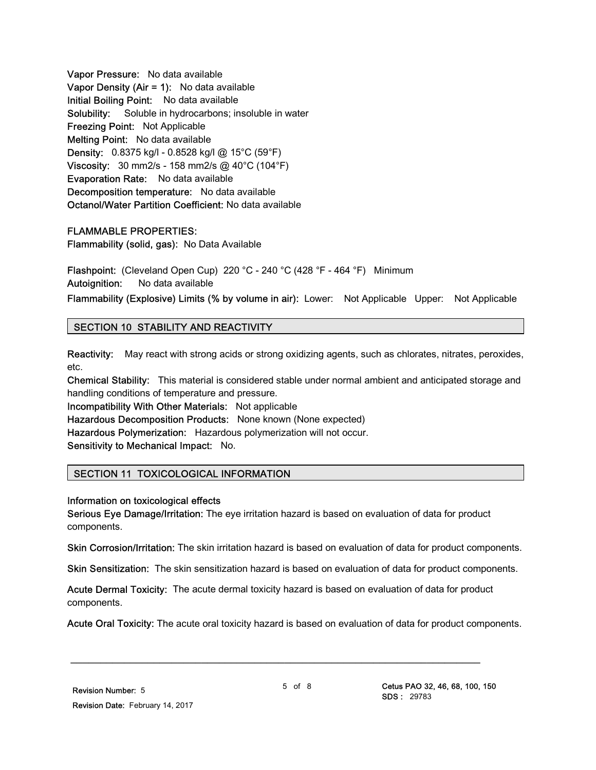**Vapor Pressure:** No data available
**Vapor Density (Air = 1):** No data available
**Initial Boiling Point:** No data available
**Solubility:** Soluble in hydrocarbons; insoluble in water
**Freezing Point:** Not Applicable
**Melting Point:** No data available
**Density:** 0.8375 kg/l - 0.8528 kg/l @ 15°C (59°F)
**Viscosity:** 30 mm2/s - 158 mm2/s @ 40°C (104°F)
**Evaporation Rate:** No data available
**Decomposition temperature:** No data available
**Octanol/Water Partition Coefficient:** No data available

FLAMMABLE PROPERTIES:
**Flammability (solid, gas):** No Data Available

**Flashpoint:** (Cleveland Open Cup) 220 °C - 240 °C (428 °F - 464 °F) Minimum
**Autoignition:** No data available
**Flammability (Explosive) Limits (% by volume in air):** Lower: Not Applicable Upper: Not Applicable

## SECTION 10 STABILITY AND REACTIVITY

**Reactivity:** May react with strong acids or strong oxidizing agents, such as chlorates, nitrates, peroxides, etc.
**Chemical Stability:** This material is considered stable under normal ambient and anticipated storage and handling conditions of temperature and pressure.
**Incompatibility With Other Materials:** Not applicable
**Hazardous Decomposition Products:** None known (None expected)
**Hazardous Polymerization:** Hazardous polymerization will not occur.
**Sensitivity to Mechanical Impact:** No.

## SECTION 11 TOXICOLOGICAL INFORMATION

**Information on toxicological effects**
**Serious Eye Damage/Irritation:** The eye irritation hazard is based on evaluation of data for product components.

**Skin Corrosion/Irritation:** The skin irritation hazard is based on evaluation of data for product components.

**Skin Sensitization:** The skin sensitization hazard is based on evaluation of data for product components.

**Acute Dermal Toxicity:** The acute dermal toxicity hazard is based on evaluation of data for product components.

**Acute Oral Toxicity:** The acute oral toxicity hazard is based on evaluation of data for product components.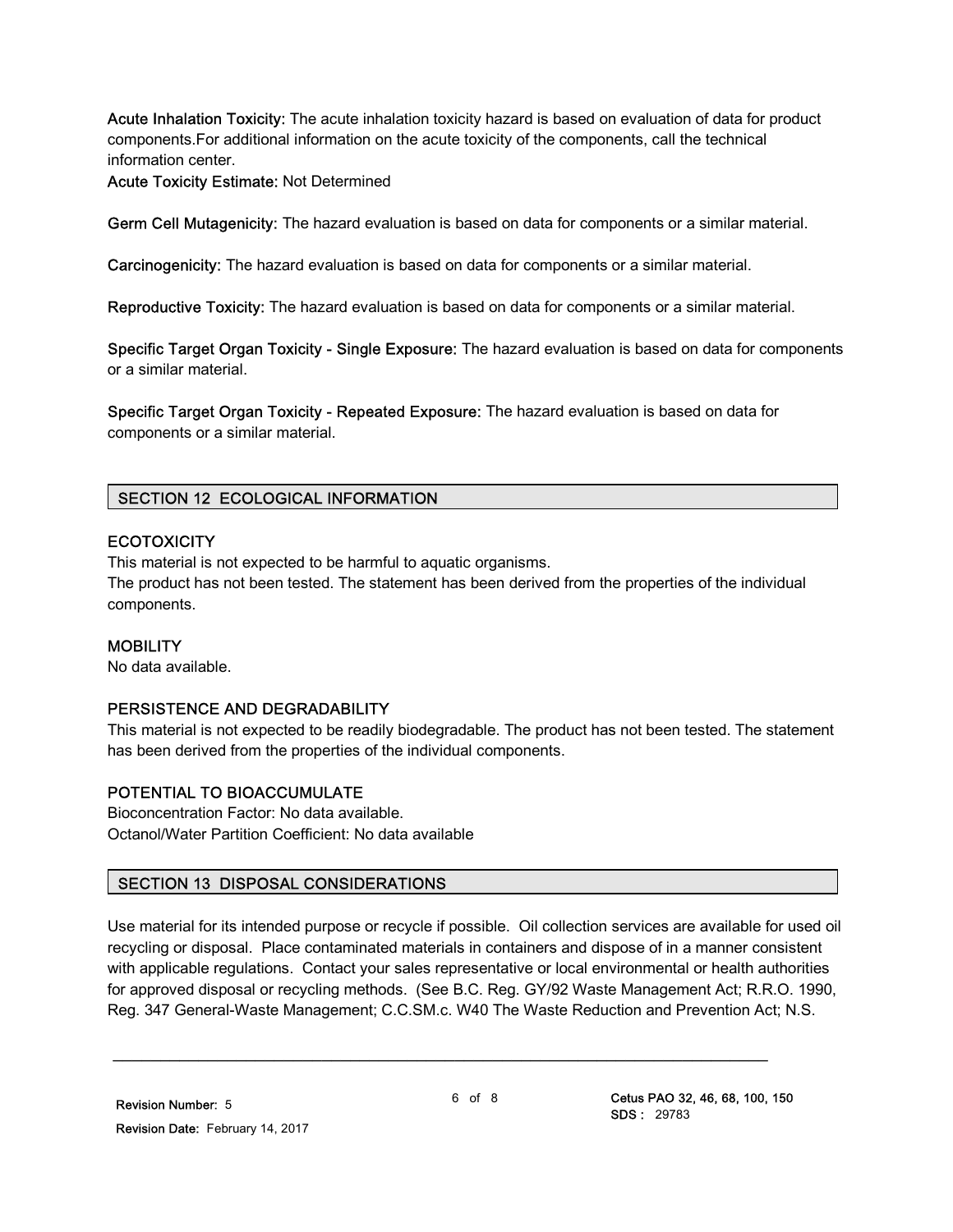**Acute Inhalation Toxicity:** The acute inhalation toxicity hazard is based on evaluation of data for product components.For additional information on the acute toxicity of the components, call the technical information center.
**Acute Toxicity Estimate:** Not Determined

**Germ Cell Mutagenicity:** The hazard evaluation is based on data for components or a similar material.

**Carcinogenicity:** The hazard evaluation is based on data for components or a similar material.

**Reproductive Toxicity:** The hazard evaluation is based on data for components or a similar material.

**Specific Target Organ Toxicity - Single Exposure:** The hazard evaluation is based on data for components or a similar material.

**Specific Target Organ Toxicity - Repeated Exposure:** The hazard evaluation is based on data for components or a similar material.

## SECTION 12 ECOLOGICAL INFORMATION

**ECOTOXICITY**
This material is not expected to be harmful to aquatic organisms.
The product has not been tested. The statement has been derived from the properties of the individual components.

**MOBILITY**
No data available.

**PERSISTENCE AND DEGRADABILITY**
This material is not expected to be readily biodegradable. The product has not been tested. The statement has been derived from the properties of the individual components.

**POTENTIAL TO BIOACCUMULATE**
Bioconcentration Factor: No data available.
Octanol/Water Partition Coefficient: No data available

## SECTION 13 DISPOSAL CONSIDERATIONS

Use material for its intended purpose or recycle if possible. Oil collection services are available for used oil recycling or disposal. Place contaminated materials in containers and dispose of in a manner consistent with applicable regulations. Contact your sales representative or local environmental or health authorities for approved disposal or recycling methods. (See B.C. Reg. GY/92 Waste Management Act; R.R.O. 1990, Reg. 347 General-Waste Management; C.C.SM.c. W40 The Waste Reduction and Prevention Act; N.S.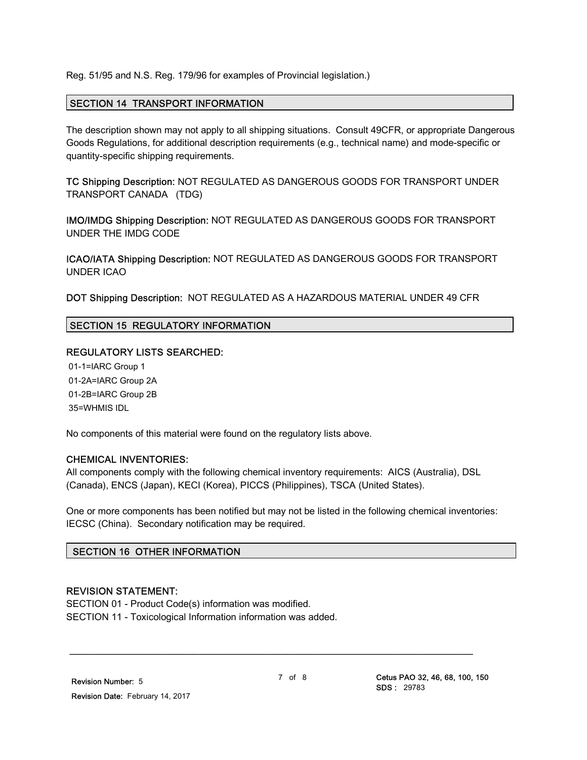Reg. 51/95 and N.S. Reg. 179/96 for examples of Provincial legislation.)

## SECTION 14 TRANSPORT INFORMATION

The description shown may not apply to all shipping situations. Consult 49CFR, or appropriate Dangerous Goods Regulations, for additional description requirements (e.g., technical name) and mode-specific or quantity-specific shipping requirements.

**TC Shipping Description:** NOT REGULATED AS DANGEROUS GOODS FOR TRANSPORT UNDER TRANSPORT CANADA (TDG)

**IMO/IMDG Shipping Description:** NOT REGULATED AS DANGEROUS GOODS FOR TRANSPORT UNDER THE IMDG CODE

**ICAO/IATA Shipping Description:** NOT REGULATED AS DANGEROUS GOODS FOR TRANSPORT UNDER ICAO

**DOT Shipping Description:** NOT REGULATED AS A HAZARDOUS MATERIAL UNDER 49 CFR

## SECTION 15 REGULATORY INFORMATION

**REGULATORY LISTS SEARCHED:**

01-1=IARC Group 1
01-2A=IARC Group 2A
01-2B=IARC Group 2B
35=WHMIS IDL

No components of this material were found on the regulatory lists above.

**CHEMICAL INVENTORIES:**

All components comply with the following chemical inventory requirements: AICS (Australia), DSL (Canada), ENCS (Japan), KECI (Korea), PICCS (Philippines), TSCA (United States).

One or more components has been notified but may not be listed in the following chemical inventories: IECSC (China). Secondary notification may be required.

## SECTION 16 OTHER INFORMATION

**REVISION STATEMENT:**

SECTION 01 - Product Code(s) information was modified.
SECTION 11 - Toxicological Information information was added.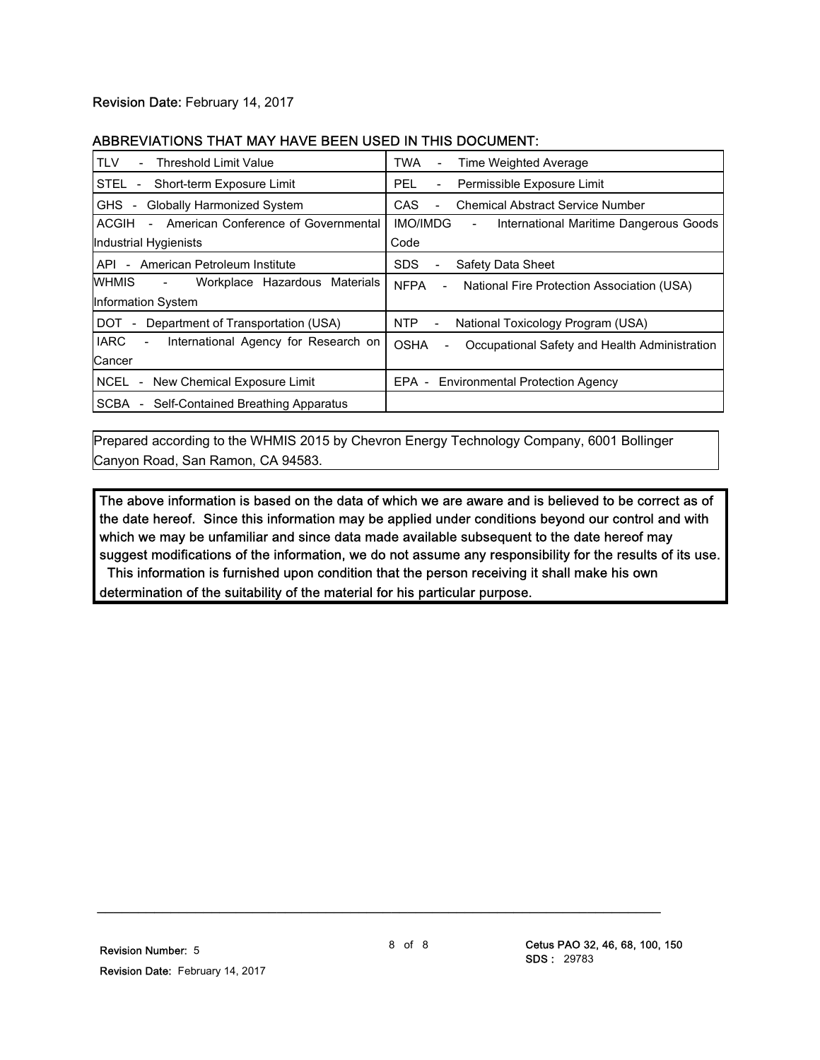**Revision Date:** February 14, 2017

**ABBREVIATIONS THAT MAY HAVE BEEN USED IN THIS DOCUMENT:**

| | |
|---|---|
| TLV - Threshold Limit Value | TWA - Time Weighted Average |
| STEL - Short-term Exposure Limit | PEL - Permissible Exposure Limit |
| GHS - Globally Harmonized System | CAS - Chemical Abstract Service Number |
| ACGIH - American Conference of Governmental Industrial Hygienists | IMO/IMDG - International Maritime Dangerous Goods Code |
| API - American Petroleum Institute | SDS - Safety Data Sheet |
| WHMIS - Workplace Hazardous Materials Information System | NFPA - National Fire Protection Association (USA) |
| DOT - Department of Transportation (USA) | NTP - National Toxicology Program (USA) |
| IARC - International Agency for Research on Cancer | OSHA - Occupational Safety and Health Administration |
| NCEL - New Chemical Exposure Limit | EPA - Environmental Protection Agency |
| SCBA - Self-Contained Breathing Apparatus | |

Prepared according to the WHMIS 2015 by Chevron Energy Technology Company, 6001 Bollinger Canyon Road, San Ramon, CA 94583.

**The above information is based on the data of which we are aware and is believed to be correct as of the date hereof. Since this information may be applied under conditions beyond our control and with which we may be unfamiliar and since data made available subsequent to the date hereof may suggest modifications of the information, we do not assume any responsibility for the results of its use. This information is furnished upon condition that the person receiving it shall make his own determination of the suitability of the material for his particular purpose.**